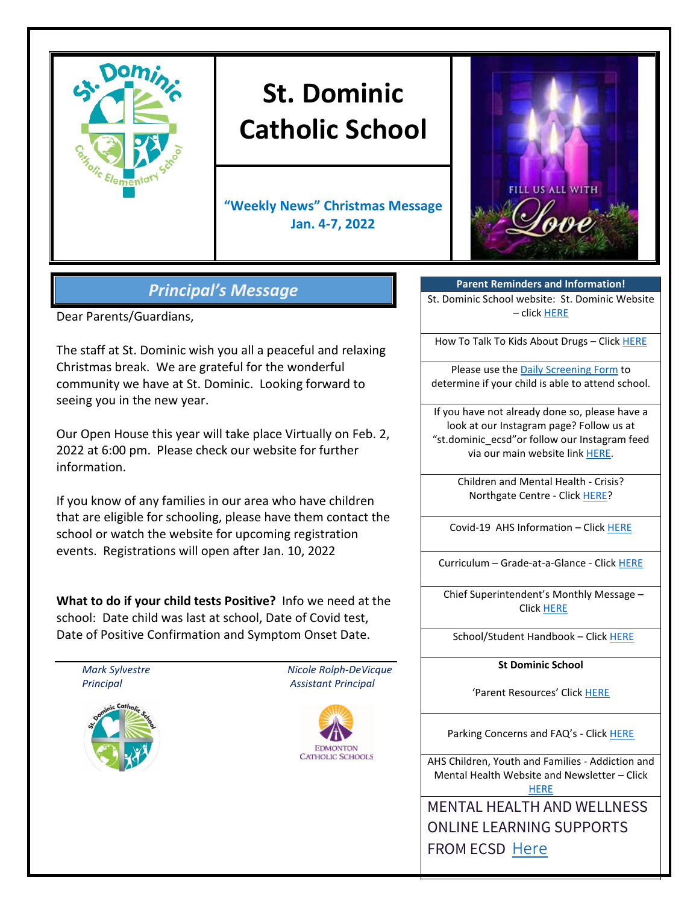# St. Dominic Catholic School

**"Weekly News" Christmas Message**
**Jan. 4-7, 2022**

FILL US ALL WITH Love

## *Principal's Message*

Dear Parents/Guardians,

The staff at St. Dominic wish you all a peaceful and relaxing Christmas break. We are grateful for the wonderful community we have at St. Dominic. Looking forward to seeing you in the new year.

Our Open House this year will take place Virtually on Feb. 2, 2022 at 6:00 pm. Please check our website for further information.

If you know of any families in our area who have children that are eligible for schooling, please have them contact the school or watch the website for upcoming registration events. Registrations will open after Jan. 10, 2022

**What to do if your child tests Positive?** Info we need at the school: Date child was last at school, Date of Covid test, Date of Positive Confirmation and Symptom Onset Date.

*Mark Sylvestre*
*Principal*

*Nicole Rolph-DeVicque*
*Assistant Principal*

Edmonton Catholic Schools

| Parent Reminders and Information! |
|---|
| St. Dominic School website: St. Dominic Website – click HERE |
| How To Talk To Kids About Drugs – Click HERE |
| Please use the Daily Screening Form to determine if your child is able to attend school. |
| If you have not already done so, please have a look at our Instagram page? Follow us at "st.dominic_ecsd"or follow our Instagram feed via our main website link HERE. |
| Children and Mental Health - Crisis? Northgate Centre - Click HERE? |
| Covid-19 AHS Information – Click HERE |
| Curriculum – Grade-at-a-Glance - Click HERE |
| Chief Superintendent's Monthly Message – Click HERE |
| School/Student Handbook – Click HERE |
| **St Dominic School** 'Parent Resources' Click HERE |
| Parking Concerns and FAQ's - Click HERE |
| AHS Children, Youth and Families - Addiction and Mental Health Website and Newsletter – Click HERE |
| MENTAL HEALTH AND WELLNESS ONLINE LEARNING SUPPORTS FROM ECSD Here |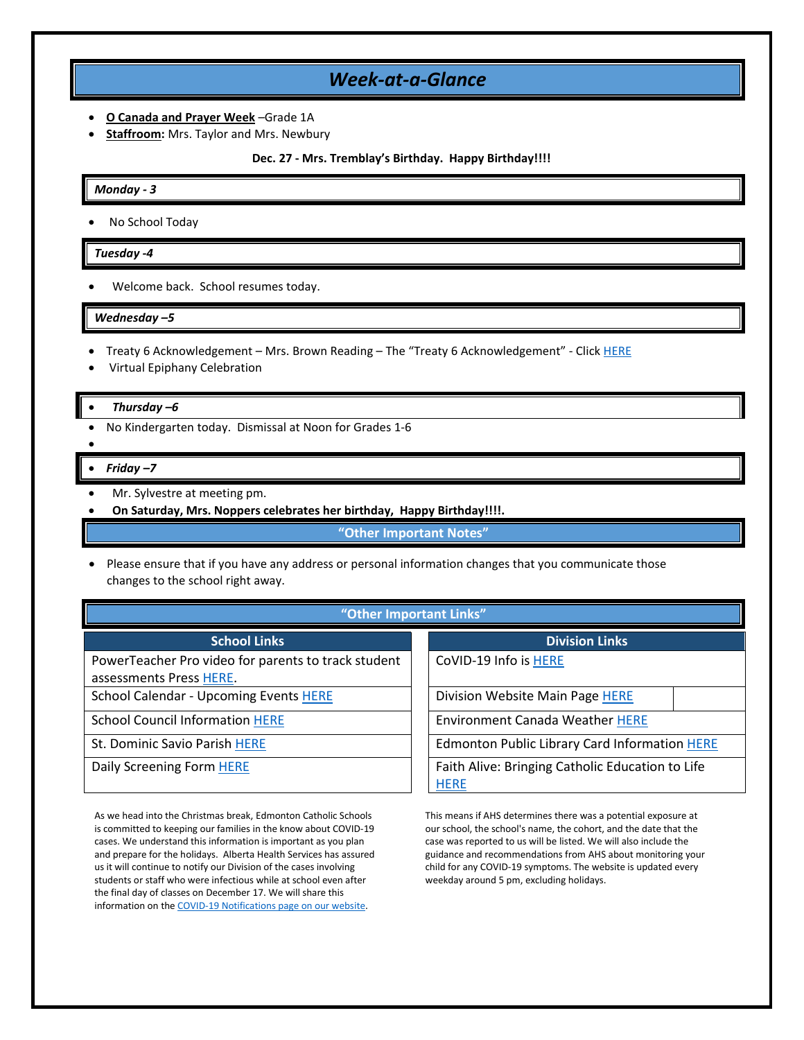# *Week-at-a-Glance*

- **O Canada and Prayer Week** –Grade 1A
- **Staffroom:** Mrs. Taylor and Mrs. Newbury

**Dec. 27 - Mrs. Tremblay's Birthday. Happy Birthday!!!!**

### *Monday - 3*

- No School Today

### *Tuesday -4*

- Welcome back. School resumes today.

### *Wednesday –5*

- Treaty 6 Acknowledgement – Mrs. Brown Reading – The "Treaty 6 Acknowledgement" - Click HERE
- Virtual Epiphany Celebration

### *Thursday –6*

- No Kindergarten today. Dismissal at Noon for Grades 1-6

### *Friday –7*

- Mr. Sylvestre at meeting pm.
- **On Saturday, Mrs. Noppers celebrates her birthday, Happy Birthday!!!!.**

## "Other Important Notes"

- Please ensure that if you have any address or personal information changes that you communicate those changes to the school right away.

## "Other Important Links"

| School Links | Division Links |
|---|---|
| PowerTeacher Pro video for parents to track student assessments Press HERE. | CoVID-19 Info is HERE |
| School Calendar - Upcoming Events HERE | Division Website Main Page HERE |
| School Council Information HERE | Environment Canada Weather HERE |
| St. Dominic Savio Parish HERE | Edmonton Public Library Card Information HERE |
| Daily Screening Form HERE | Faith Alive: Bringing Catholic Education to Life HERE |

As we head into the Christmas break, Edmonton Catholic Schools is committed to keeping our families in the know about COVID-19 cases. We understand this information is important as you plan and prepare for the holidays. Alberta Health Services has assured us it will continue to notify our Division of the cases involving students or staff who were infectious while at school even after the final day of classes on December 17. We will share this information on the COVID-19 Notifications page on our website.

This means if AHS determines there was a potential exposure at our school, the school's name, the cohort, and the date that the case was reported to us will be listed. We will also include the guidance and recommendations from AHS about monitoring your child for any COVID-19 symptoms. The website is updated every weekday around 5 pm, excluding holidays.